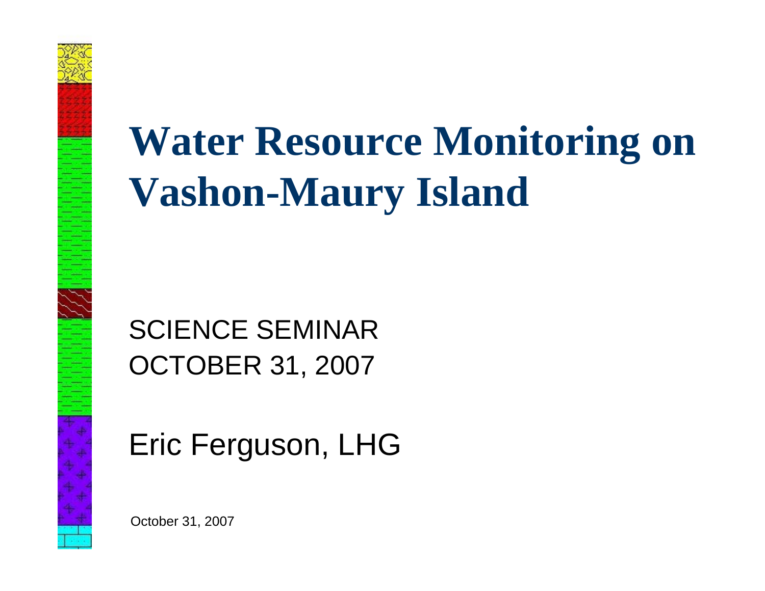# Water Resource Monitoring on Vashon-Maury Island

SCIENCE SEMINAR
OCTOBER 31, 2007

Eric Ferguson, LHG

October 31, 2007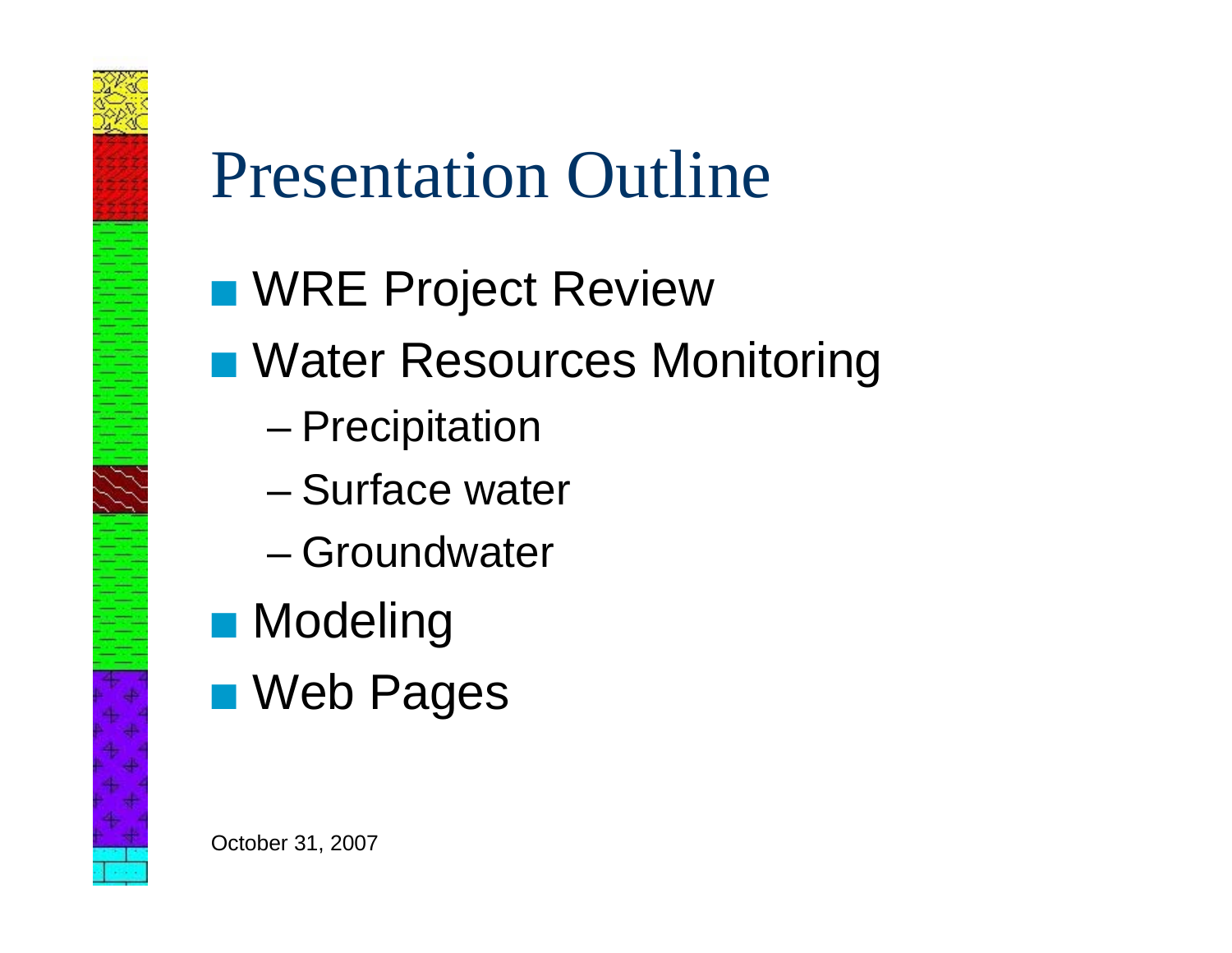# Presentation Outline

- WRE Project Review
- Water Resources Monitoring
  - Precipitation
  - Surface water
  - Groundwater
- Modeling
- Web Pages

October 31, 2007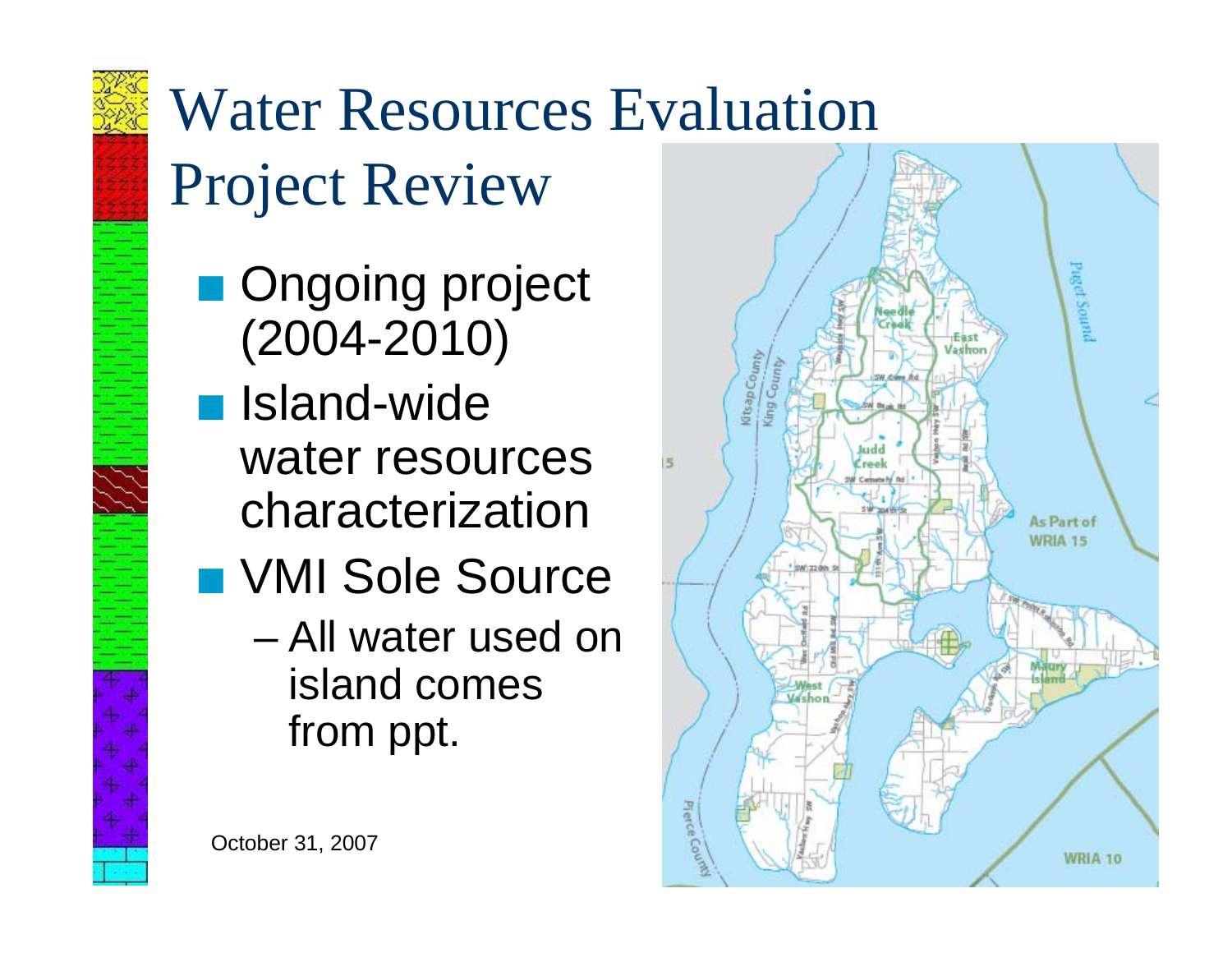# Water Resources Evaluation Project Review

- Ongoing project (2004-2010)
- Island-wide water resources characterization
- VMI Sole Source
  - All water used on island comes from ppt.

October 31, 2007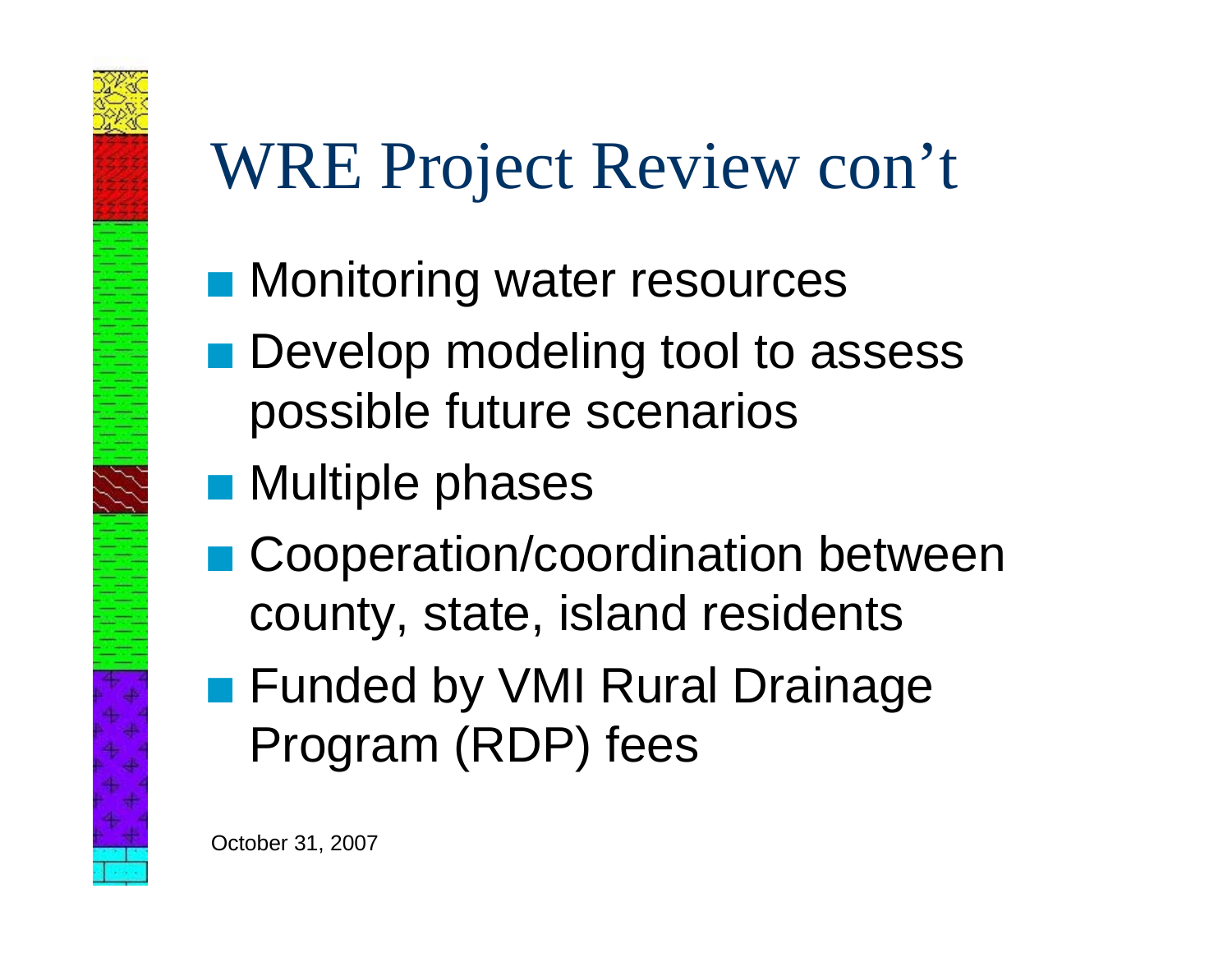# WRE Project Review con't

- Monitoring water resources
- Develop modeling tool to assess possible future scenarios
- Multiple phases
- Cooperation/coordination between county, state, island residents
- Funded by VMI Rural Drainage Program (RDP) fees

October 31, 2007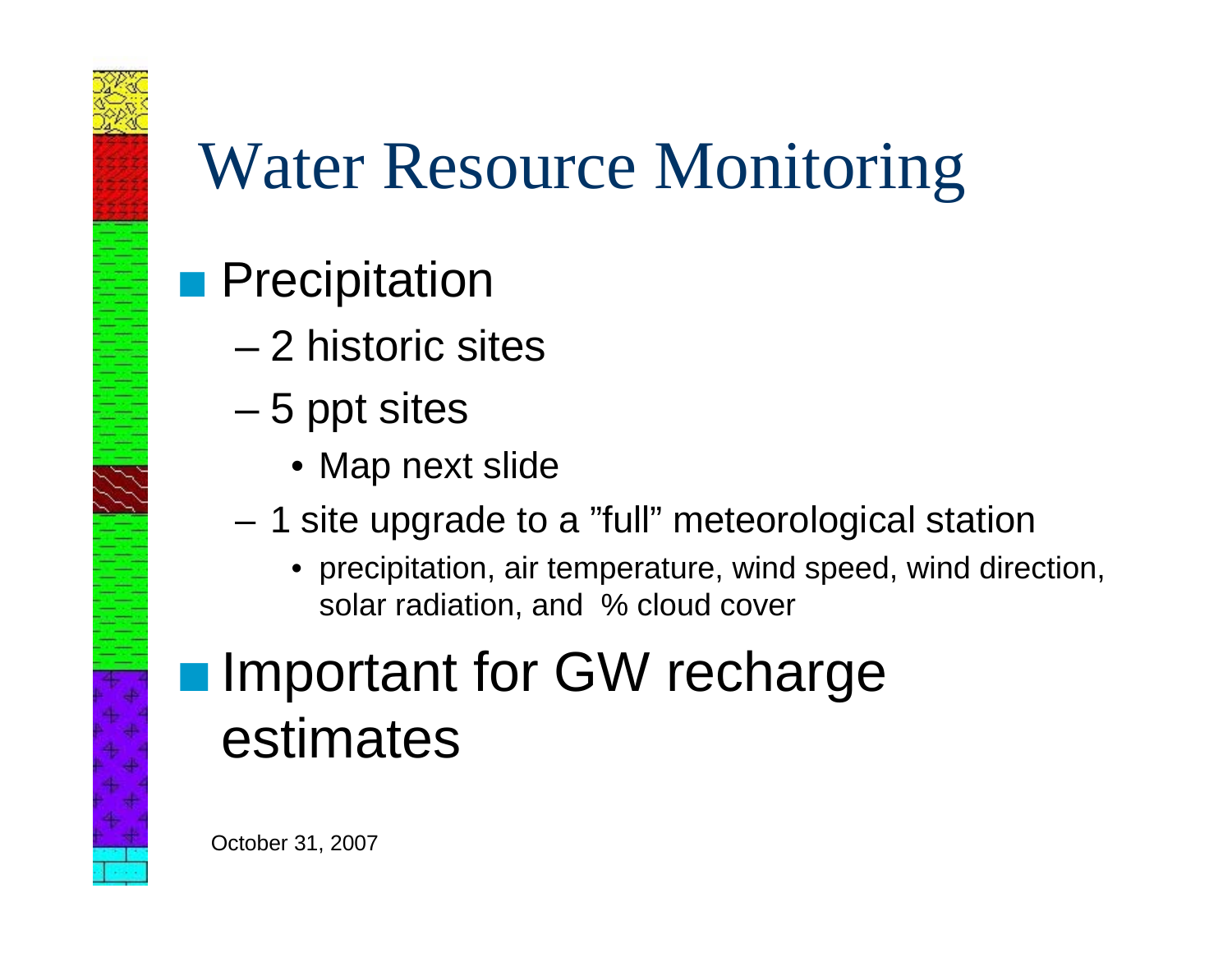# Water Resource Monitoring

- Precipitation
  - 2 historic sites
  - 5 ppt sites
    - Map next slide
  - 1 site upgrade to a ”full” meteorological station
    - precipitation, air temperature, wind speed, wind direction, solar radiation, and % cloud cover
- Important for GW recharge estimates

October 31, 2007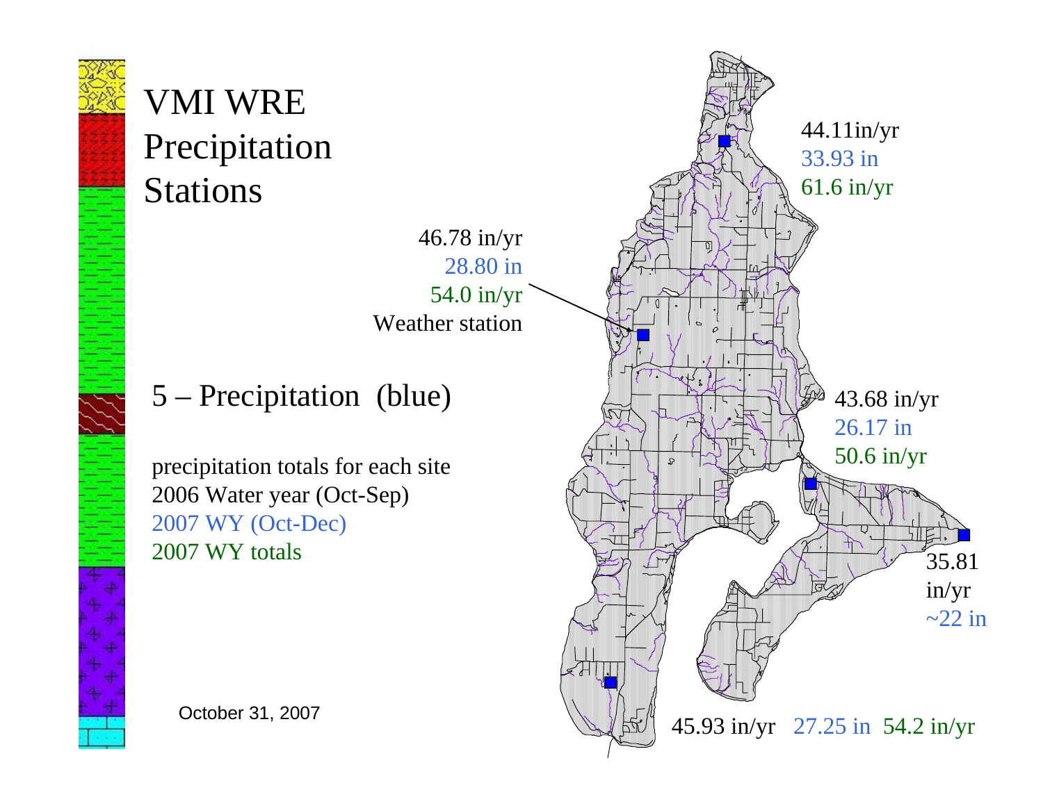# VMI WRE Precipitation Stations

5 – Precipitation (blue)

precipitation totals for each site
2006 Water year (Oct-Sep)
2007 WY (Oct-Dec)
2007 WY totals

44.11in/yr
33.93 in
61.6 in/yr

46.78 in/yr
28.80 in
54.0 in/yr
Weather station

43.68 in/yr
26.17 in
50.6 in/yr

35.81 in/yr
~22 in

45.93 in/yr 27.25 in 54.2 in/yr

October 31, 2007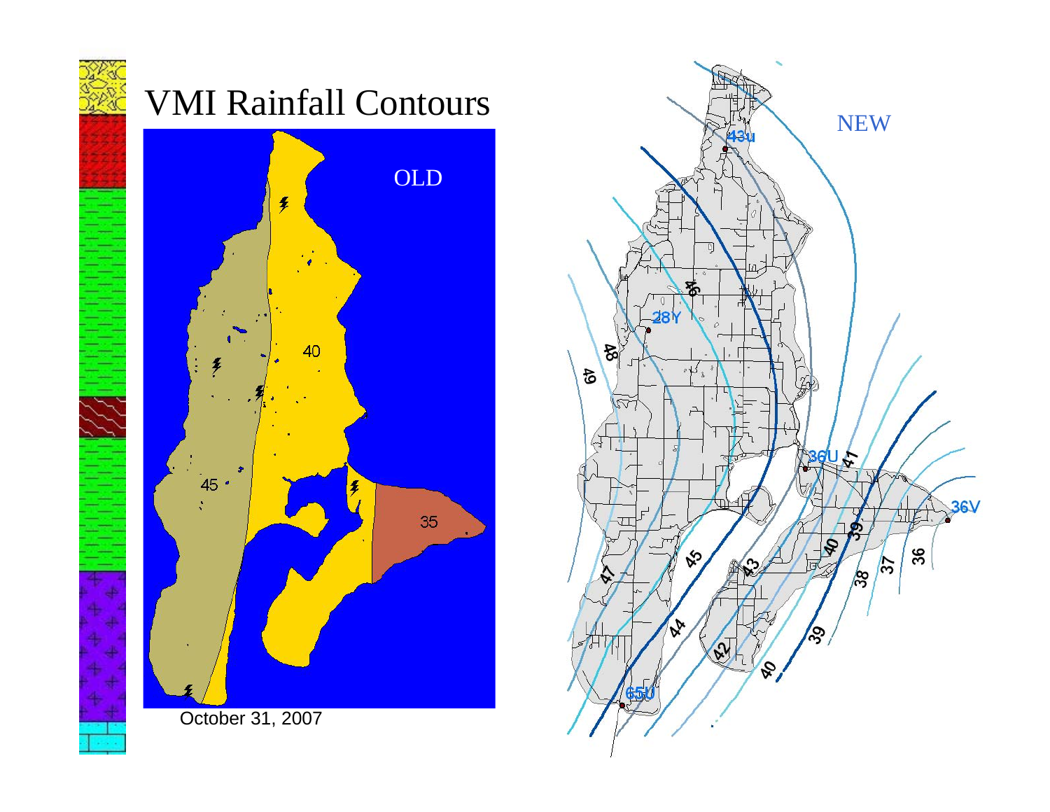# VMI Rainfall Contours

OLD

NEW

October 31, 2007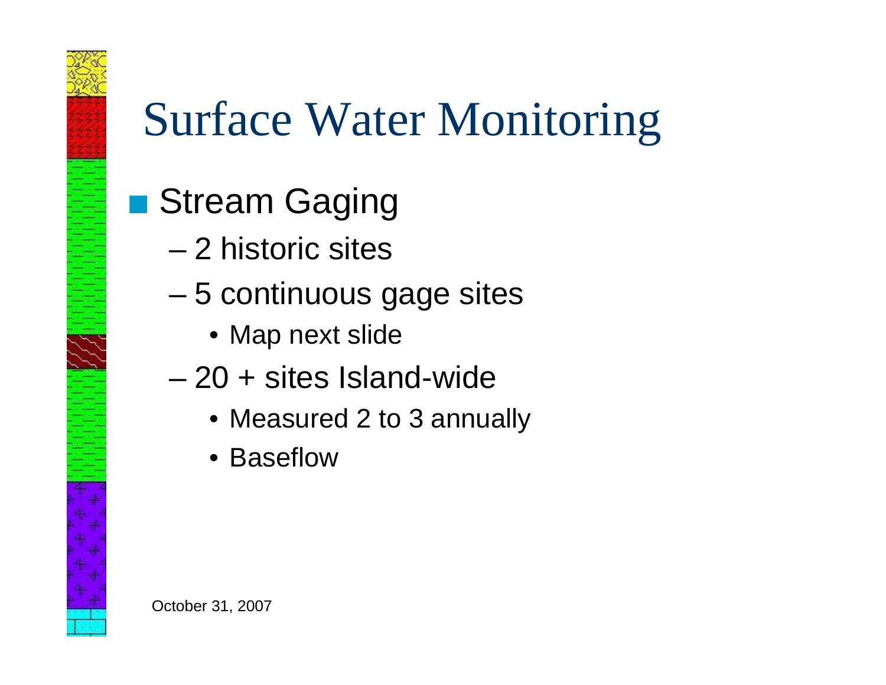# Surface Water Monitoring

- Stream Gaging
  - 2 historic sites
  - 5 continuous gage sites
    - Map next slide
  - 20 + sites Island-wide
    - Measured 2 to 3 annually
    - Baseflow

October 31, 2007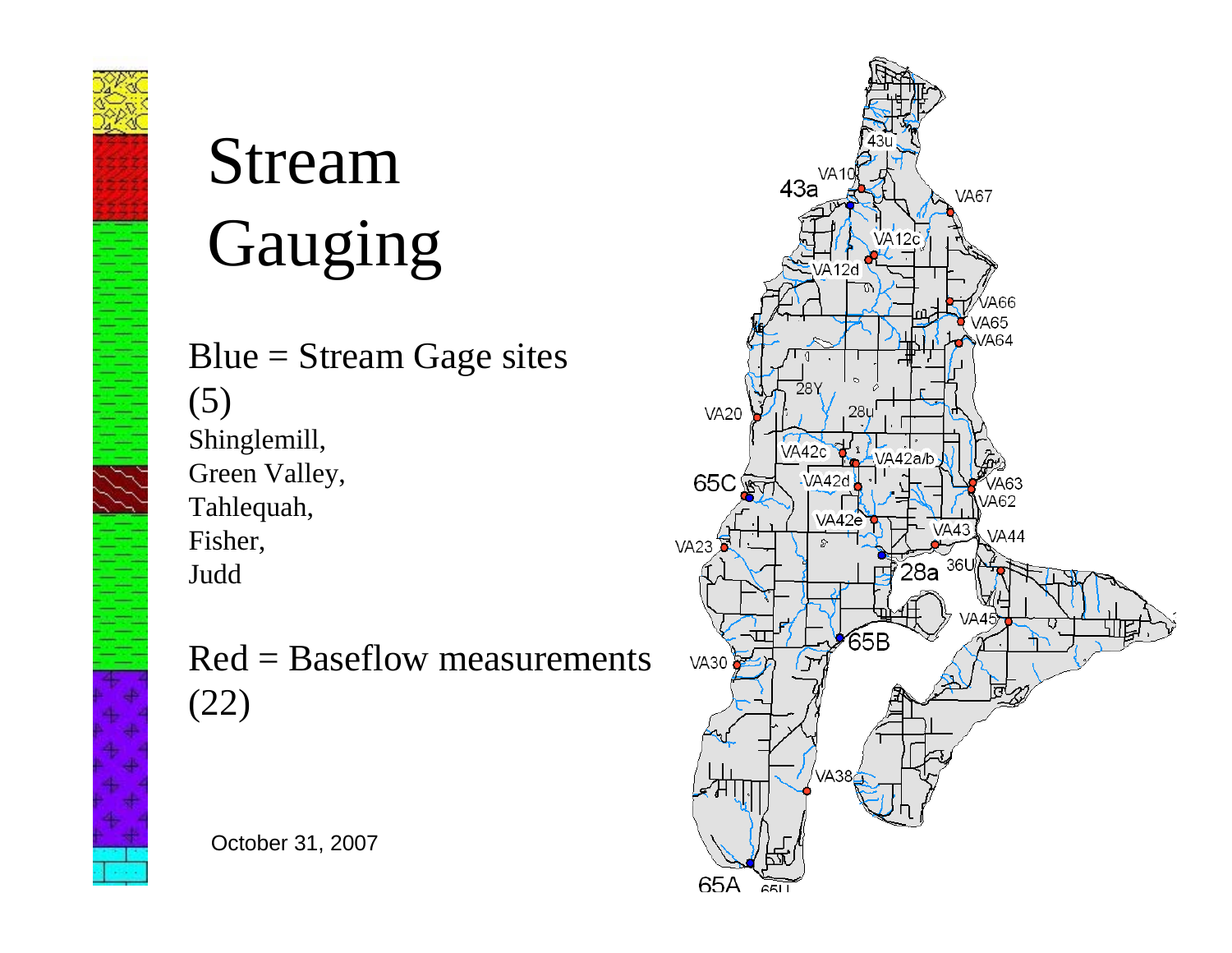# Stream Gauging

Blue = Stream Gage sites (5)
Shinglemill,
Green Valley,
Tahlequah,
Fisher,
Judd

Red = Baseflow measurements (22)

October 31, 2007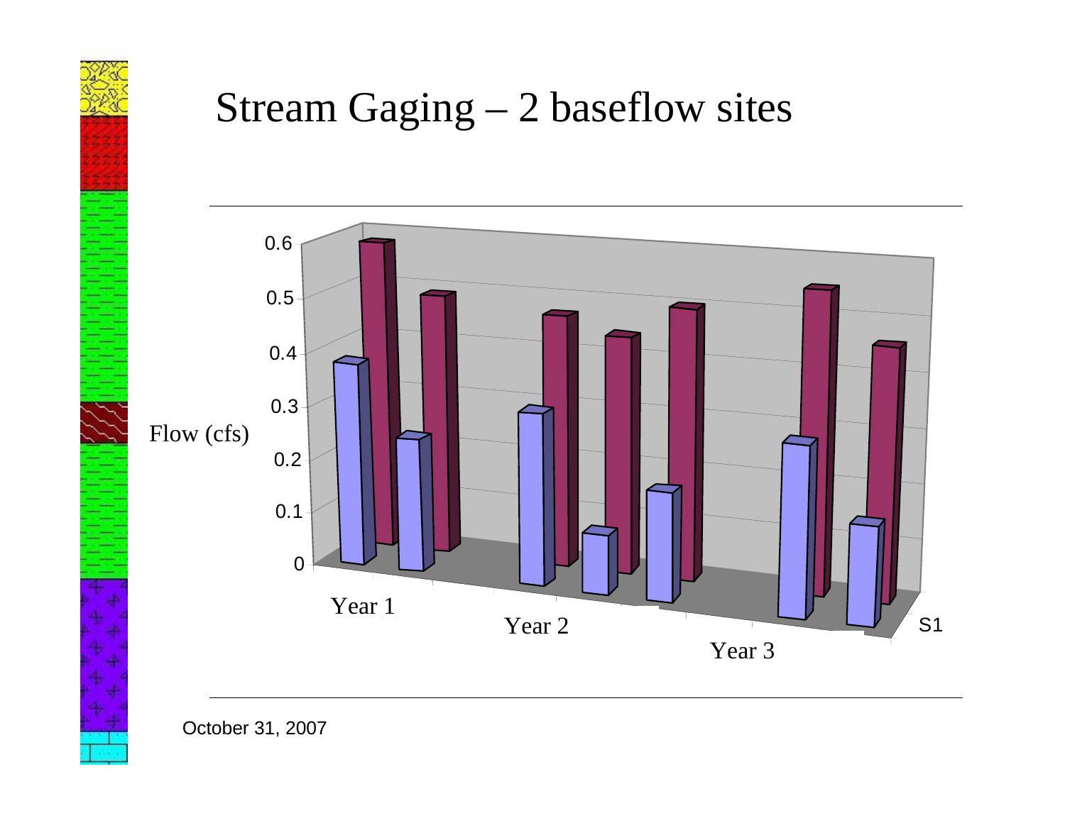# Stream Gaging – 2 baseflow sites

Flow (cfs)

0.6
0.5
0.4
0.3
0.2
0.1
0

Year 1

Year 2

Year 3

S1

October 31, 2007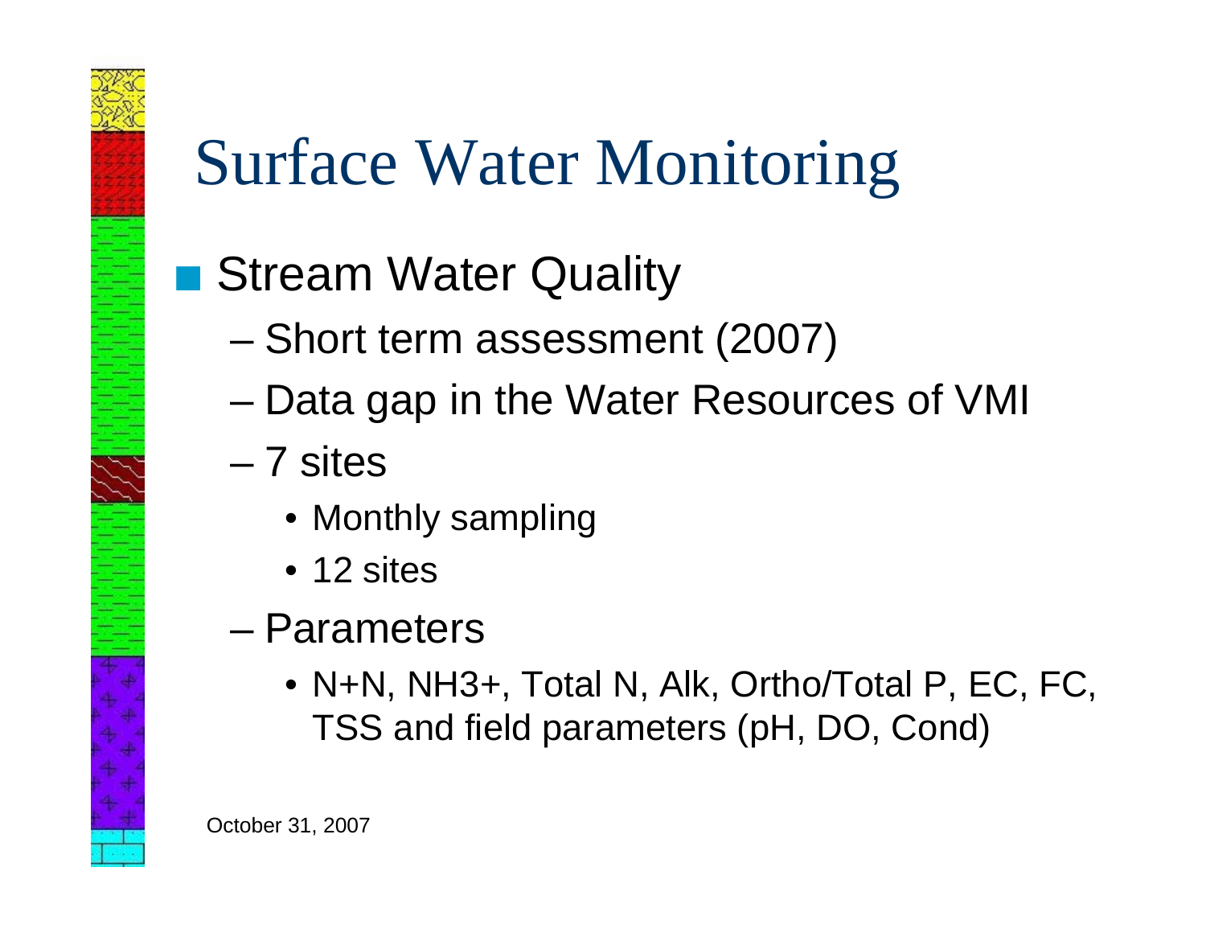# Surface Water Monitoring

- Stream Water Quality
  - Short term assessment (2007)
  - Data gap in the Water Resources of VMI
  - 7 sites
    - Monthly sampling
    - 12 sites
  - Parameters
    - N+N, $NH_3^+$, Total N, Alk, Ortho/Total P, EC, FC, TSS and field parameters (pH, DO, Cond)

October 31, 2007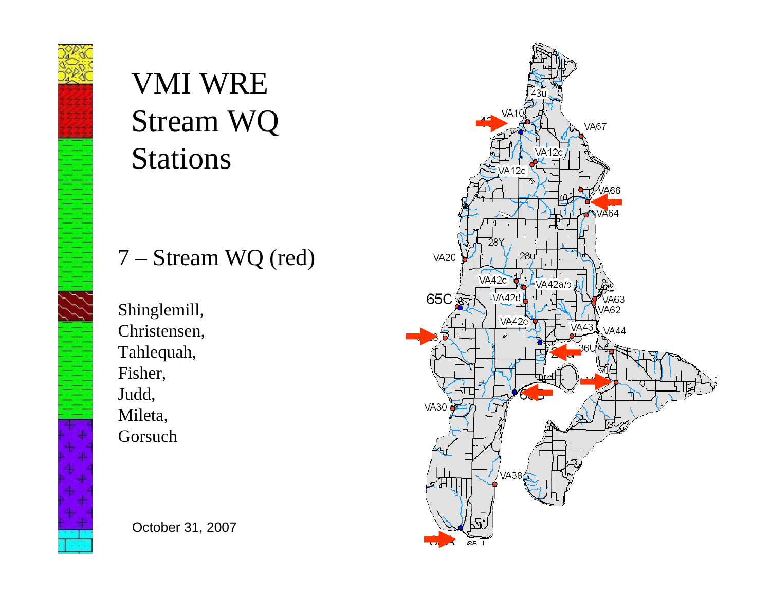# VMI WRE Stream WQ Stations

## 7 – Stream WQ (red)

Shinglemill,
Christensen,
Tahlequah,
Fisher,
Judd,
Mileta,
Gorsuch

October 31, 2007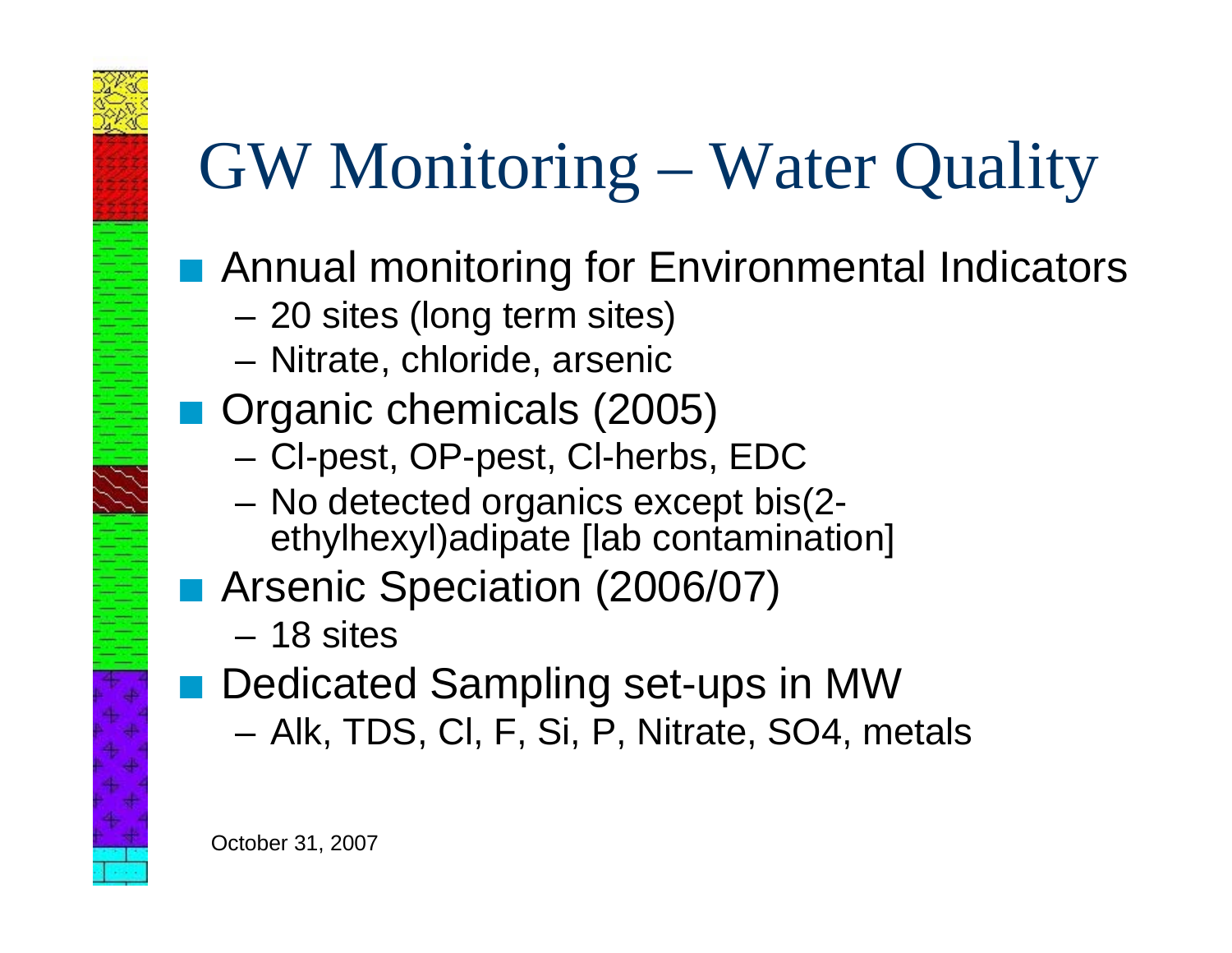# GW Monitoring – Water Quality

- Annual monitoring for Environmental Indicators
  - 20 sites (long term sites)
  - Nitrate, chloride, arsenic
- Organic chemicals (2005)
  - Cl-pest, OP-pest, Cl-herbs, EDC
  - No detected organics except bis(2-ethylhexyl)adipate [lab contamination]
- Arsenic Speciation (2006/07)
  - 18 sites
- Dedicated Sampling set-ups in MW
  - Alk, TDS, Cl, F, Si, P, Nitrate, SO4, metals

October 31, 2007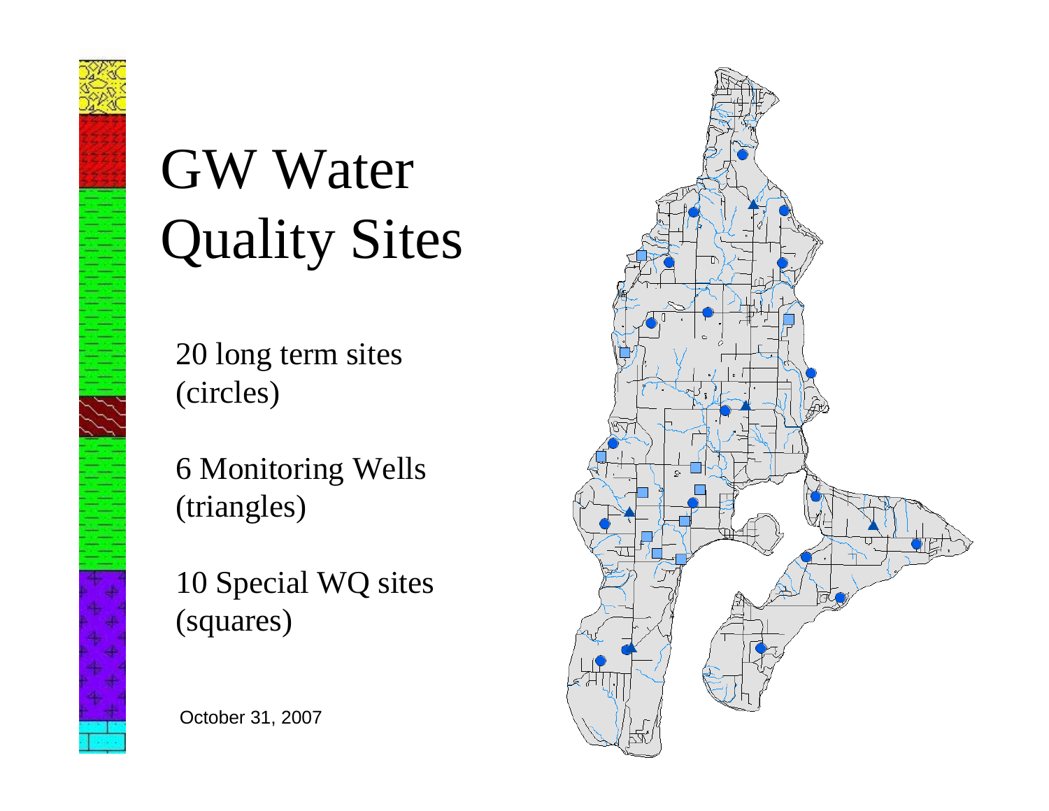# GW Water Quality Sites

20 long term sites (circles)

6 Monitoring Wells (triangles)

10 Special WQ sites (squares)

October 31, 2007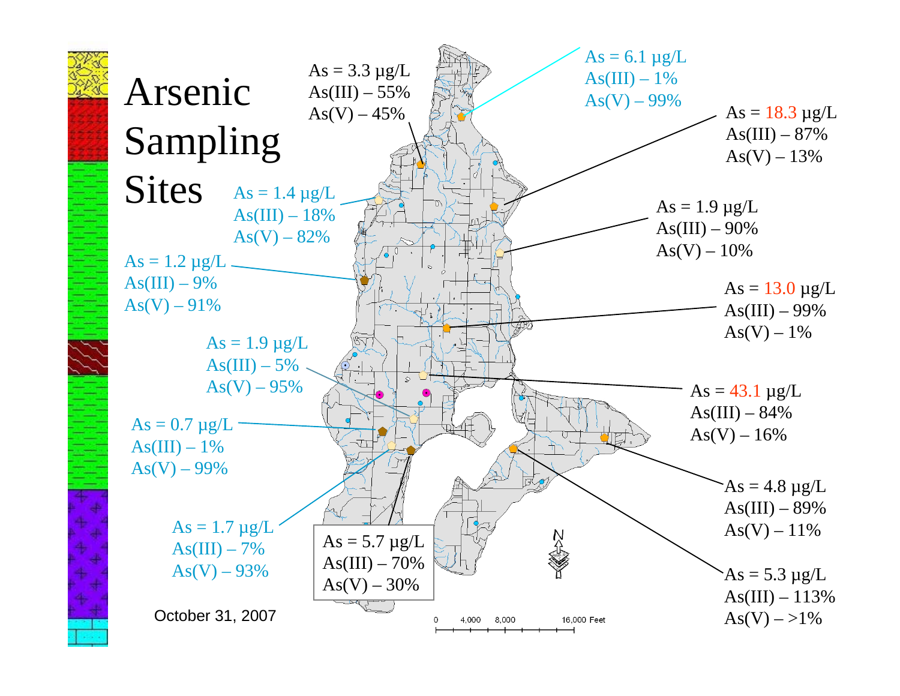# Arsenic Sampling Sites

As = 3.3 μg/L
As(III) – 55%
As(V) – 45%

As = 6.1 μg/L
As(III) – 1%
As(V) – 99%

As = 18.3 μg/L
As(III) – 87%
As(V) – 13%

As = 1.4 μg/L
As(III) – 18%
As(V) – 82%

As = 1.9 μg/L
As(III) – 90%
As(V) – 10%

As = 1.2 μg/L
As(III) – 9%
As(V) – 91%

As = 13.0 μg/L
As(III) – 99%
As(V) – 1%

As = 1.9 μg/L
As(III) – 5%
As(V) – 95%

As = 43.1 μg/L
As(III) – 84%
As(V) – 16%

As = 0.7 μg/L
As(III) – 1%
As(V) – 99%

As = 4.8 μg/L
As(III) – 89%
As(V) – 11%

As = 1.7 μg/L
As(III) – 7%
As(V) – 93%

As = 5.7 μg/L
As(III) – 70%
As(V) – 30%

As = 5.3 μg/L
As(III) – 113%
As(V) – >1%

0 4,000 8,000 16,000 Feet

October 31, 2007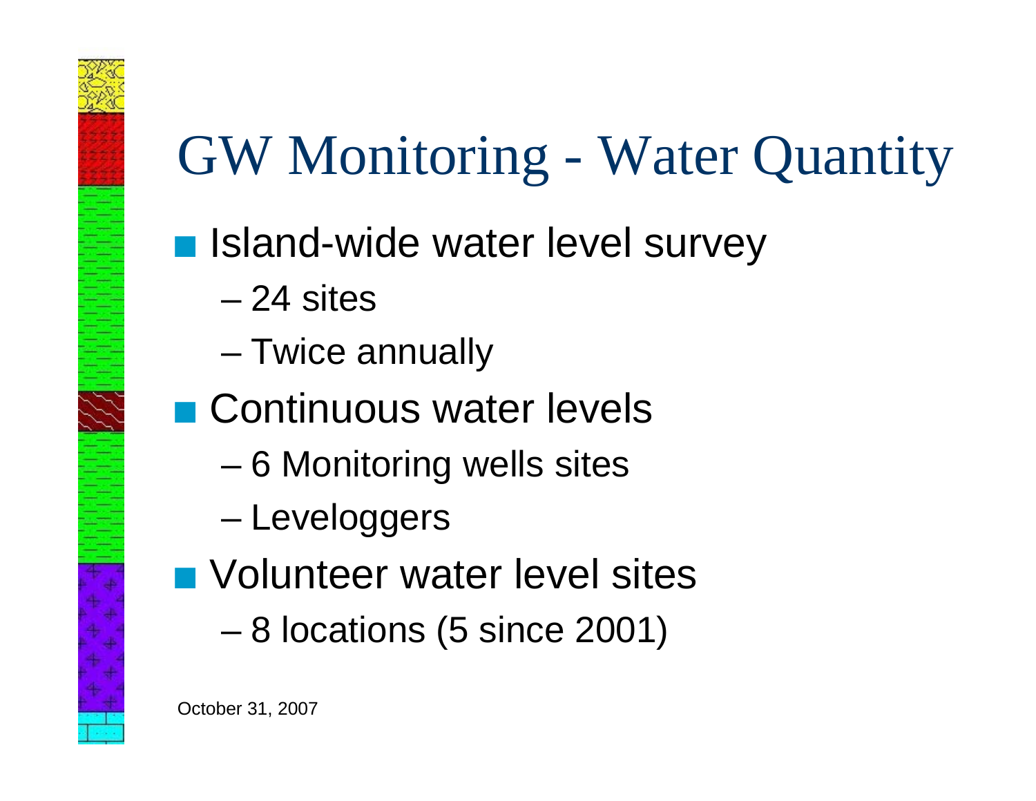# GW Monitoring - Water Quantity

- Island-wide water level survey
  - 24 sites
  - Twice annually
- Continuous water levels
  - 6 Monitoring wells sites
  - Leveloggers
- Volunteer water level sites
  - 8 locations (5 since 2001)

October 31, 2007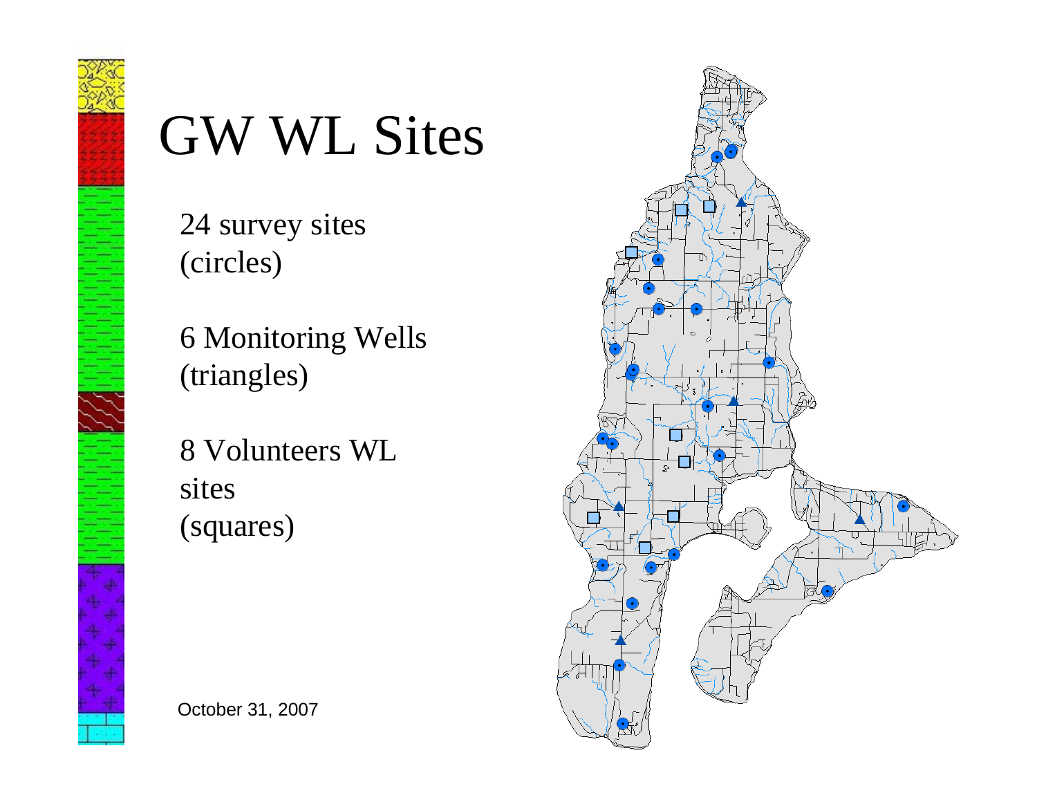# GW WL Sites

24 survey sites
(circles)

6 Monitoring Wells
(triangles)

8 Volunteers WL
sites
(squares)

October 31, 2007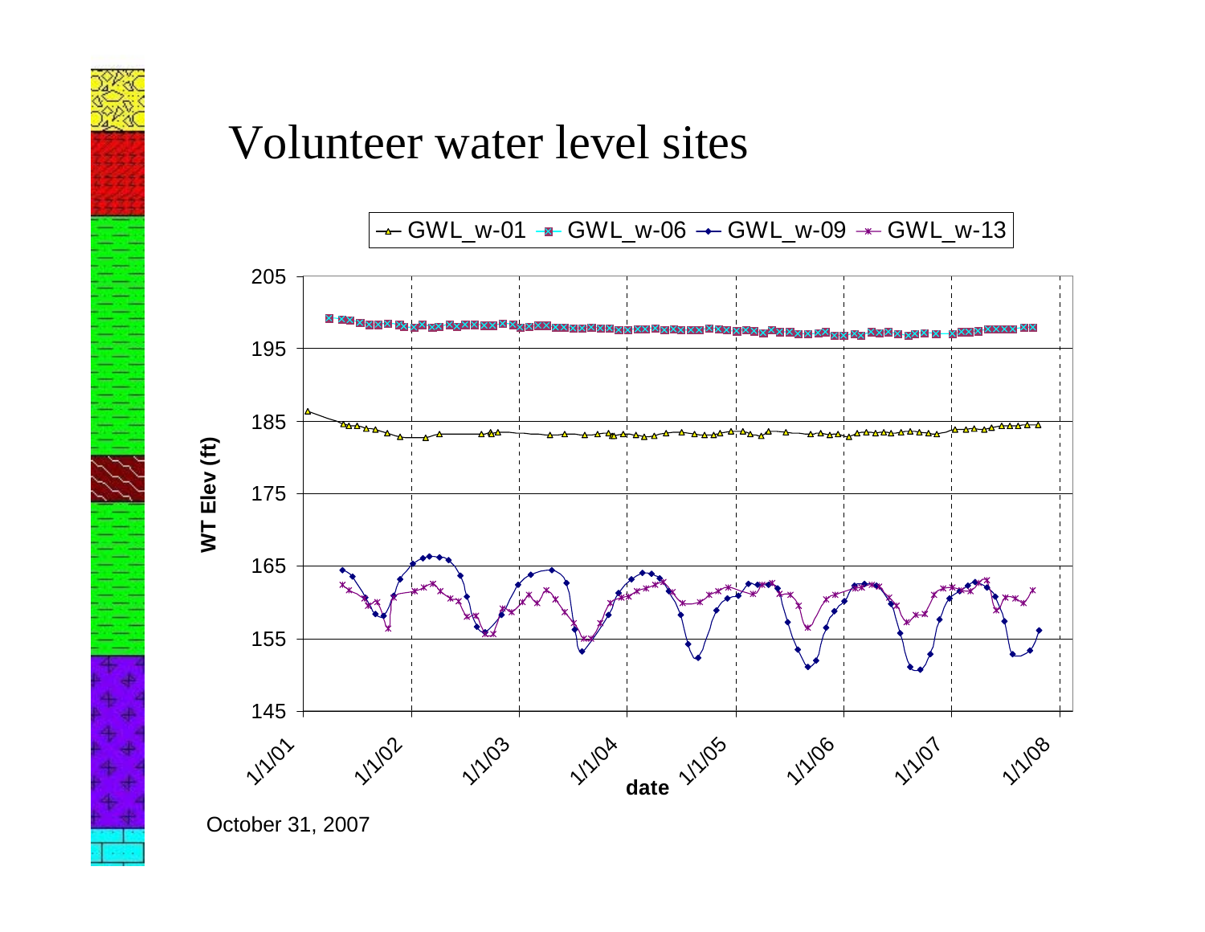# Volunteer water level sites

October 31, 2007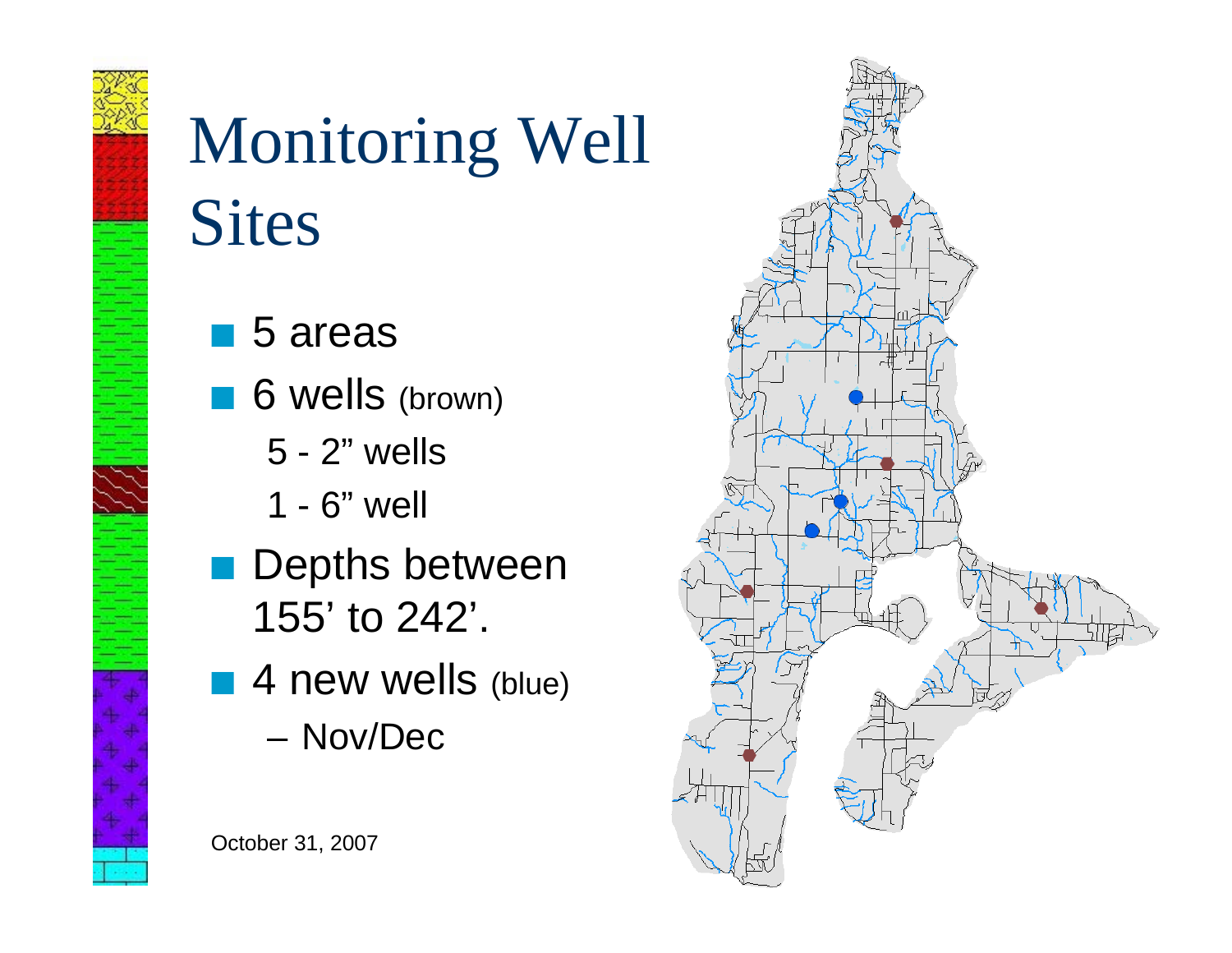# Monitoring Well Sites

- 5 areas
- 6 wells (brown)
  - 5 - 2” wells
  - 1 - 6” well
- Depths between 155’ to 242’.
- 4 new wells (blue)
  - Nov/Dec

October 31, 2007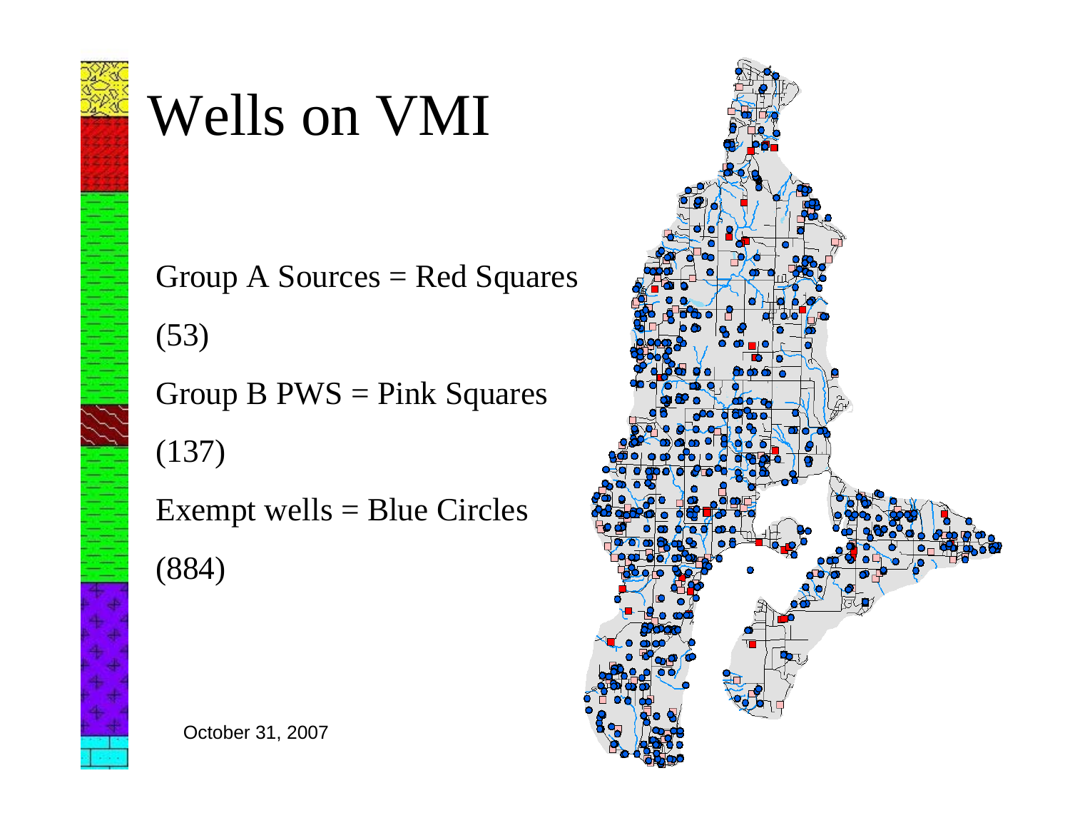# Wells on VMI

Group A Sources = Red Squares

(53)

Group B PWS = Pink Squares

(137)

Exempt wells = Blue Circles

(884)

October 31, 2007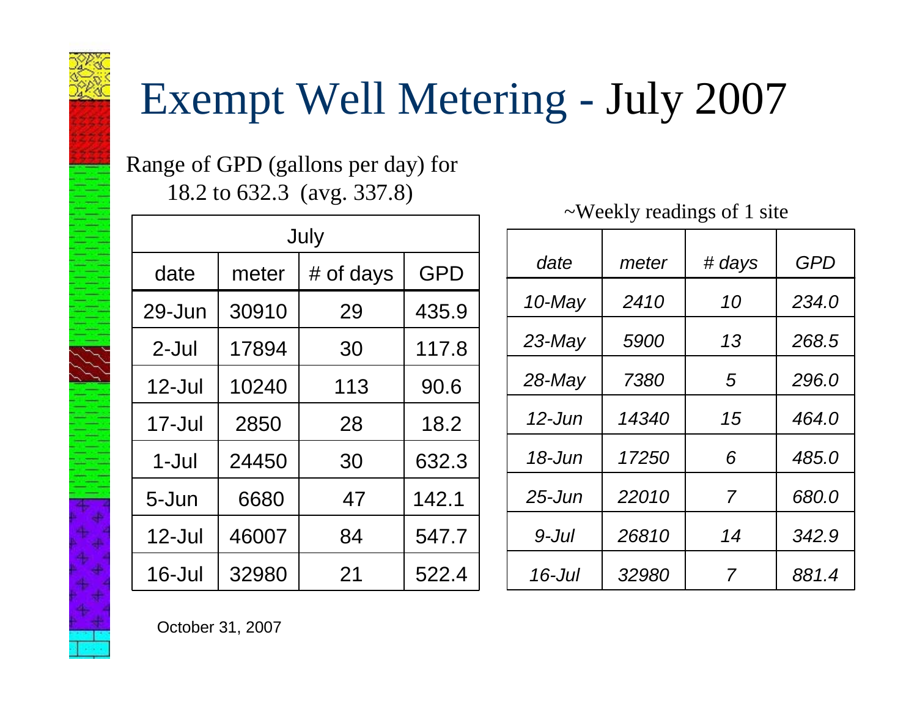# Exempt Well Metering - July 2007

Range of GPD (gallons per day) for
18.2 to 632.3 (avg. 337.8)

| July | | | |
|---|---|---|---|
| date | meter | # of days | GPD |
| 29-Jun | 30910 | 29 | 435.9 |
| 2-Jul | 17894 | 30 | 117.8 |
| 12-Jul | 10240 | 113 | 90.6 |
| 17-Jul | 2850 | 28 | 18.2 |
| 1-Jul | 24450 | 30 | 632.3 |
| 5-Jun | 6680 | 47 | 142.1 |
| 12-Jul | 46007 | 84 | 547.7 |
| 16-Jul | 32980 | 21 | 522.4 |

~Weekly readings of 1 site

| *date* | *meter* | *# days* | *GPD* |
|---|---|---|---|
| *10-May* | *2410* | *10* | *234.0* |
| *23-May* | *5900* | *13* | *268.5* |
| *28-May* | *7380* | *5* | *296.0* |
| *12-Jun* | *14340* | *15* | *464.0* |
| *18-Jun* | *17250* | *6* | *485.0* |
| *25-Jun* | *22010* | *7* | *680.0* |
| *9-Jul* | *26810* | *14* | *342.9* |
| *16-Jul* | *32980* | *7* | *881.4* |

October 31, 2007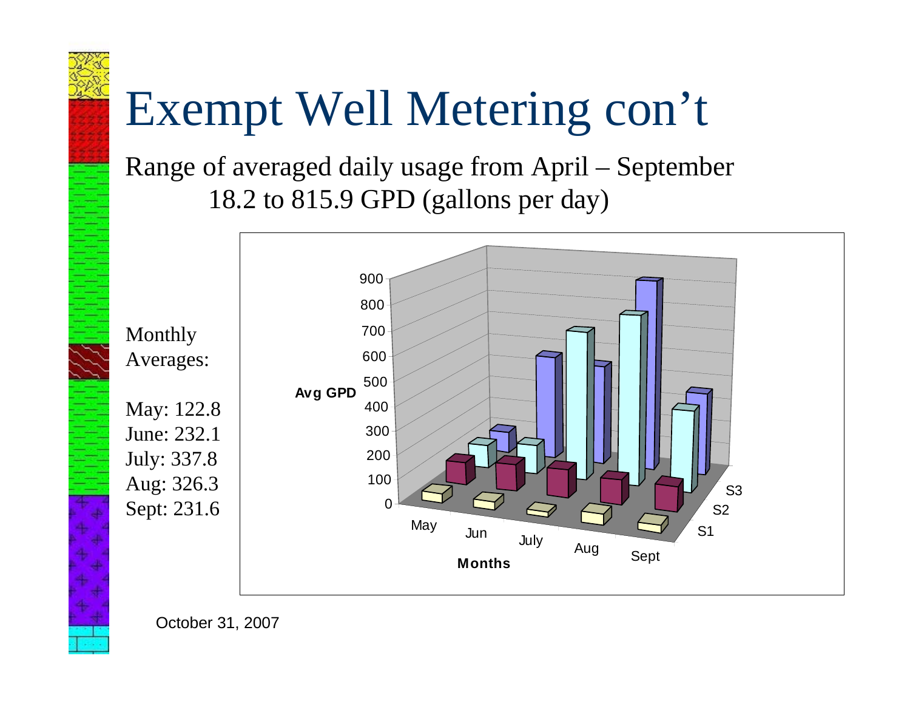# Exempt Well Metering con't

Range of averaged daily usage from April – September

18.2 to 815.9 GPD (gallons per day)

Monthly Averages:

May: 122.8
June: 232.1
July: 337.8
Aug: 326.3
Sept: 231.6

October 31, 2007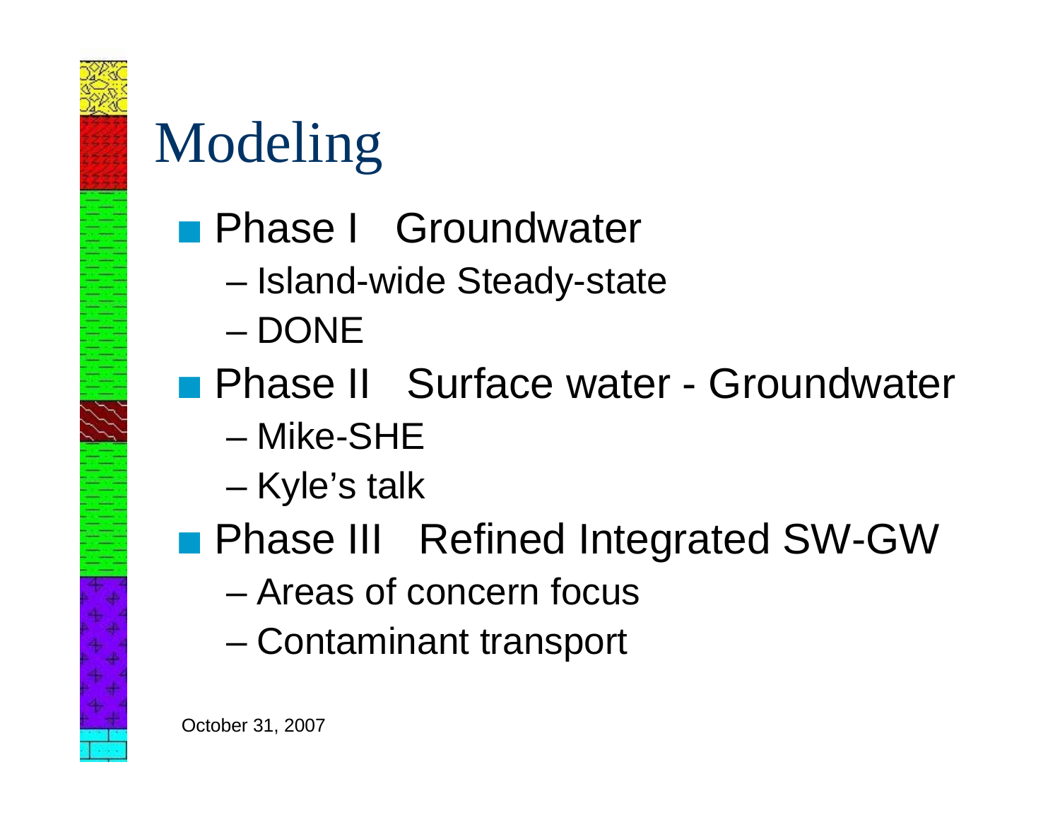# Modeling

- Phase I   Groundwater
  - Island-wide Steady-state
  - DONE
- Phase II   Surface water - Groundwater
  - Mike-SHE
  - Kyle's talk
- Phase III   Refined Integrated SW-GW
  - Areas of concern focus
  - Contaminant transport

October 31, 2007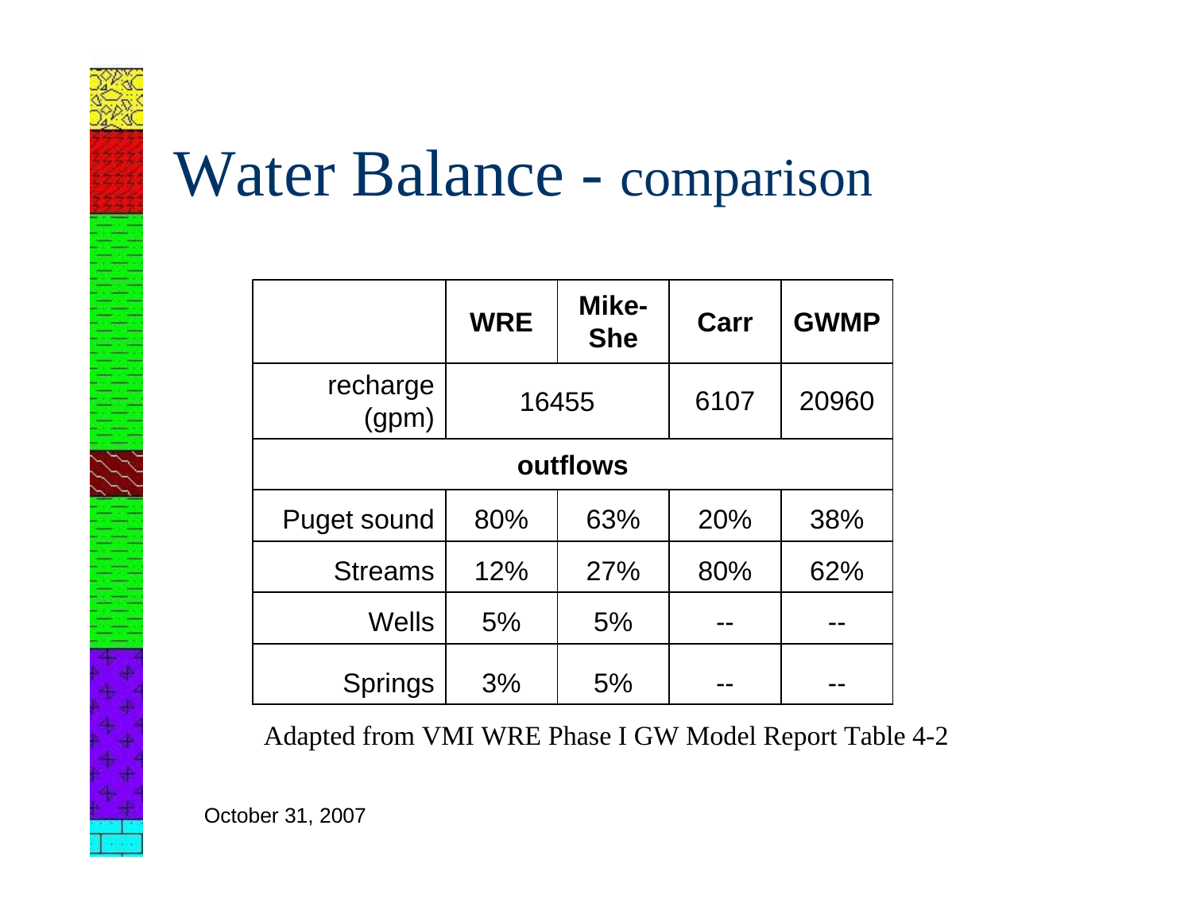# Water Balance - comparison

| | WRE | Mike-She | Carr | GWMP |
|---|---|---|---|---|
| recharge (gpm) | 16455 | | 6107 | 20960 |
| **outflows** | | | | |
| Puget sound | 80% | 63% | 20% | 38% |
| Streams | 12% | 27% | 80% | 62% |
| Wells | 5% | 5% | -- | -- |
| Springs | 3% | 5% | -- | -- |

Adapted from VMI WRE Phase I GW Model Report Table 4-2

October 31, 2007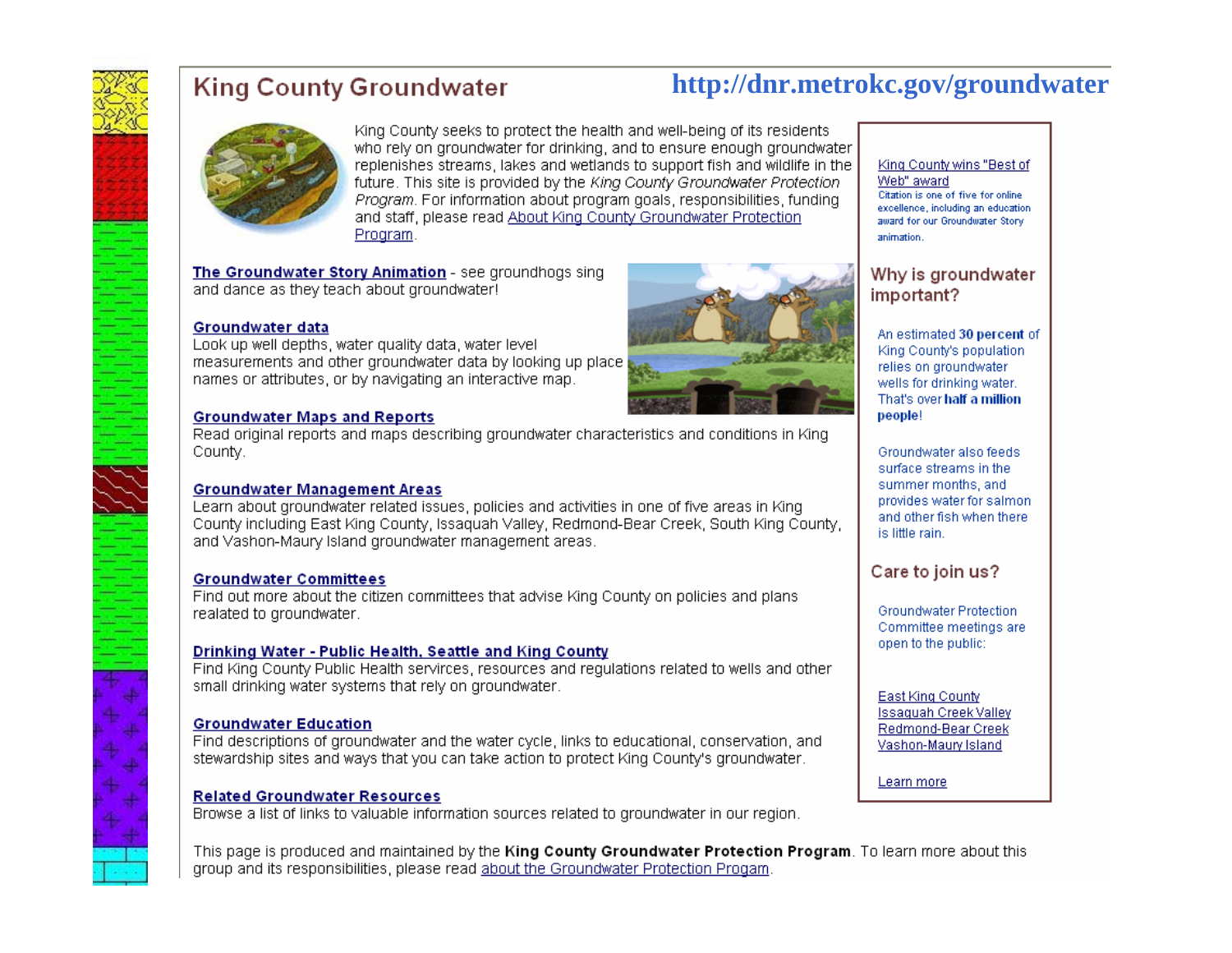# King County Groundwater

**http://dnr.metrokc.gov/groundwater**

King County seeks to protect the health and well-being of its residents who rely on groundwater for drinking, and to ensure enough groundwater replenishes streams, lakes and wetlands to support fish and wildlife in the future. This site is provided by the *King County Groundwater Protection Program*. For information about program goals, responsibilities, funding and staff, please read About King County Groundwater Protection Program.

**The Groundwater Story Animation** - see groundhogs sing and dance as they teach about groundwater!

**Groundwater data**
Look up well depths, water quality data, water level measurements and other groundwater data by looking up place names or attributes, or by navigating an interactive map.

**Groundwater Maps and Reports**
Read original reports and maps describing groundwater characteristics and conditions in King County.

**Groundwater Management Areas**
Learn about groundwater related issues, policies and activities in one of five areas in King County including East King County, Issaquah Valley, Redmond-Bear Creek, South King County, and Vashon-Maury Island groundwater management areas.

**Groundwater Committees**
Find out more about the citizen committees that advise King County on policies and plans realated to groundwater.

**Drinking Water - Public Health, Seattle and King County**
Find King County Public Health services, resources and regulations related to wells and other small drinking water systems that rely on groundwater.

**Groundwater Education**
Find descriptions of groundwater and the water cycle, links to educational, conservation, and stewardship sites and ways that you can take action to protect King County's groundwater.

**Related Groundwater Resources**
Browse a list of links to valuable information sources related to groundwater in our region.

This page is produced and maintained by the **King County Groundwater Protection Program**. To learn more about this group and its responsibilities, please read about the Groundwater Protection Progam.

---

King County wins "Best of Web" award
Citation is one of five for online excellence, including an education award for our Groundwater Story animation.

## Why is groundwater important?

An estimated **30 percent** of King County's population relies on groundwater wells for drinking water. That's over **half a million people**!

Groundwater also feeds surface streams in the summer months, and provides water for salmon and other fish when there is little rain.

## Care to join us?

Groundwater Protection Committee meetings are open to the public:

East King County
Issaquah Creek Valley
Redmond-Bear Creek
Vashon-Maury Island

Learn more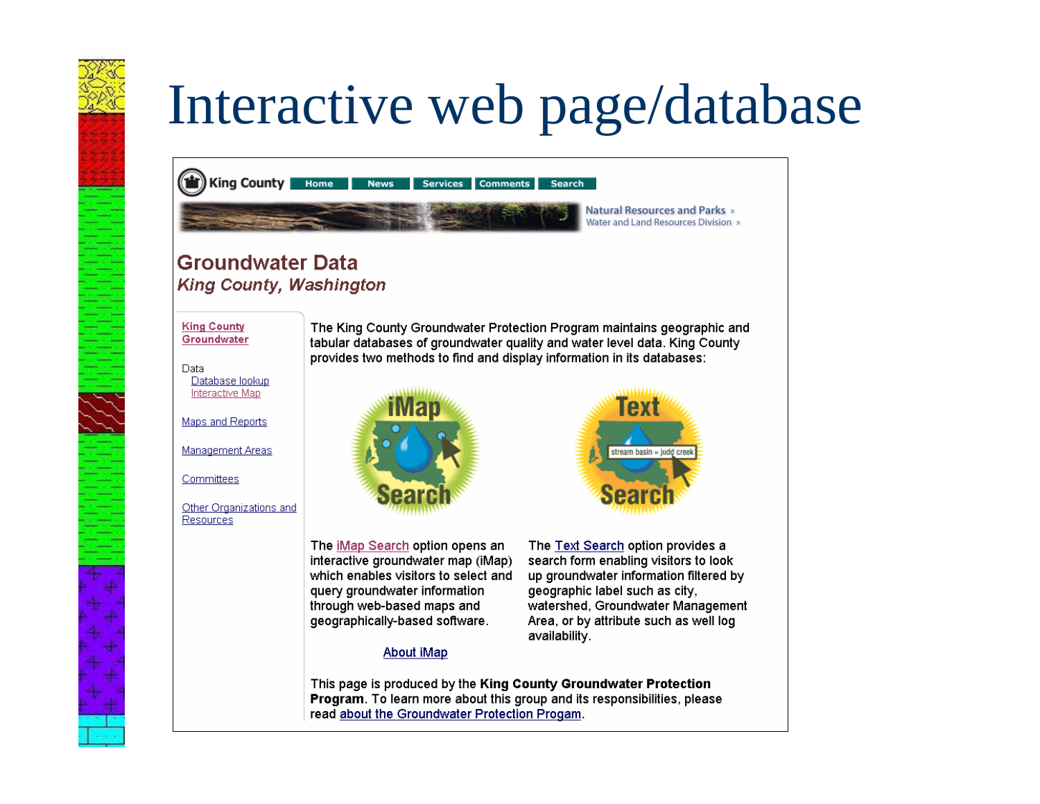# Interactive web page/database

King County | Home | News | Services | Comments | Search

Natural Resources and Parks »
Water and Land Resources Division »

## Groundwater Data
*King County, Washington*

King County Groundwater

Data
- Database lookup
- Interactive Map

Maps and Reports

Management Areas

Committees

Other Organizations and Resources

The King County Groundwater Protection Program maintains geographic and tabular databases of groundwater quality and water level data. King County provides two methods to find and display information in its databases:

iMap Search

Text Search

The iMap Search option opens an interactive groundwater map (iMap) which enables visitors to select and query groundwater information through web-based maps and geographically-based software.

About iMap

The Text Search option provides a search form enabling visitors to look up groundwater information filtered by geographic label such as city, watershed, Groundwater Management Area, or by attribute such as well log availability.

This page is produced by the **King County Groundwater Protection Program**. To learn more about this group and its responsibilities, please read about the Groundwater Protection Progam.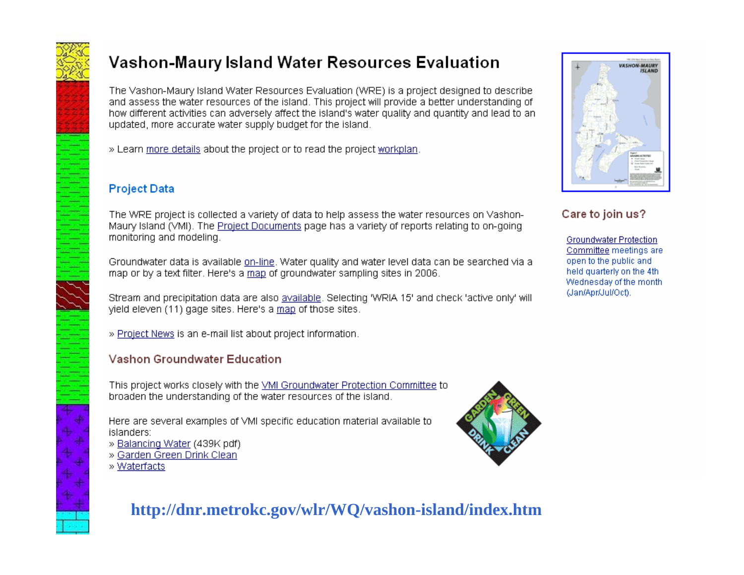# Vashon-Maury Island Water Resources Evaluation

The Vashon-Maury Island Water Resources Evaluation (WRE) is a project designed to describe and assess the water resources of the island. This project will provide a better understanding of how different activities can adversely affect the island's water quality and quantity and lead to an updated, more accurate water supply budget for the island.

» Learn more details about the project or to read the project workplan.

## Project Data

The WRE project is collected a variety of data to help assess the water resources on Vashon-Maury Island (VMI). The Project Documents page has a variety of reports relating to on-going monitoring and modeling.

Groundwater data is available on-line. Water quality and water level data can be searched via a map or by a text filter. Here's a map of groundwater sampling sites in 2006.

Stream and precipitation data are also available. Selecting 'WRIA 15' and check 'active only' will yield eleven (11) gage sites. Here's a map of those sites.

» Project News is an e-mail list about project information.

## Vashon Groundwater Education

This project works closely with the VMI Groundwater Protection Committee to broaden the understanding of the water resources of the island.

Here are several examples of VMI specific education material available to islanders:

» Balancing Water (439K pdf)
» Garden Green Drink Clean
» Waterfacts

## Care to join us?

Groundwater Protection Committee meetings are open to the public and held quarterly on the 4th Wednesday of the month (Jan/Apr/Jul/Oct).

**http://dnr.metrokc.gov/wlr/WQ/vashon-island/index.htm**